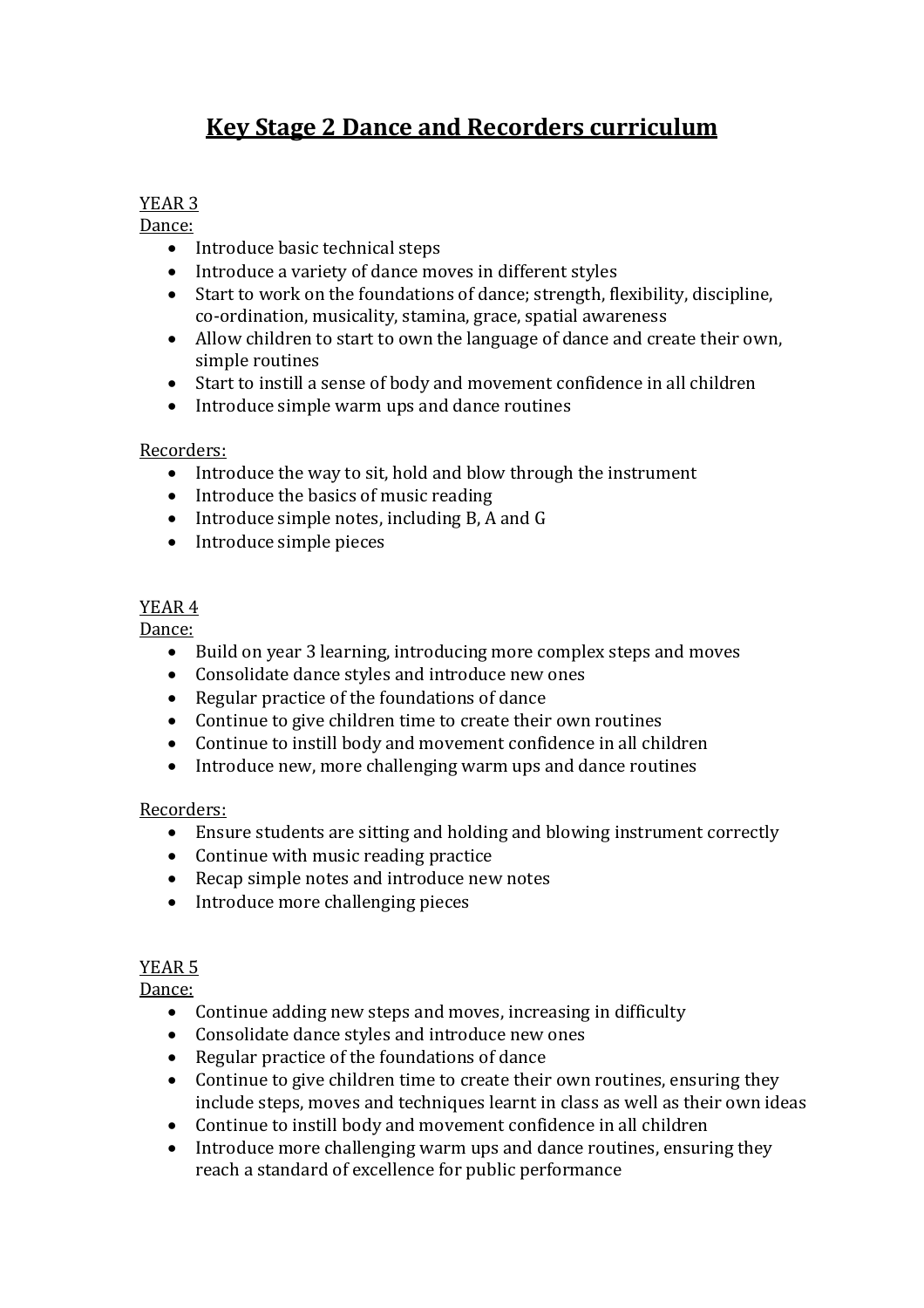# Key Stage 2 Dance and Recorders curriculum

YEAR 3

Dance:

- Introduce basic technical steps
- Introduce a variety of dance moves in different styles
- Start to work on the foundations of dance; strength, flexibility, discipline, co-ordination, musicality, stamina, grace, spatial awareness
- Allow children to start to own the language of dance and create their own, simple routines
- Start to instill a sense of body and movement confidence in all children
- Introduce simple warm ups and dance routines

Recorders:

- Introduce the way to sit, hold and blow through the instrument
- Introduce the basics of music reading
- Introduce simple notes, including B, A and G
- Introduce simple pieces

YEAR 4

Dance:

- Build on year 3 learning, introducing more complex steps and moves
- Consolidate dance styles and introduce new ones
- Regular practice of the foundations of dance
- Continue to give children time to create their own routines
- Continue to instill body and movement confidence in all children
- Introduce new, more challenging warm ups and dance routines

Recorders:

- Ensure students are sitting and holding and blowing instrument correctly
- Continue with music reading practice
- Recap simple notes and introduce new notes
- Introduce more challenging pieces

YEAR 5

Dance:

- Continue adding new steps and moves, increasing in difficulty
- Consolidate dance styles and introduce new ones
- Regular practice of the foundations of dance
- Continue to give children time to create their own routines, ensuring they include steps, moves and techniques learnt in class as well as their own ideas
- Continue to instill body and movement confidence in all children
- Introduce more challenging warm ups and dance routines, ensuring they reach a standard of excellence for public performance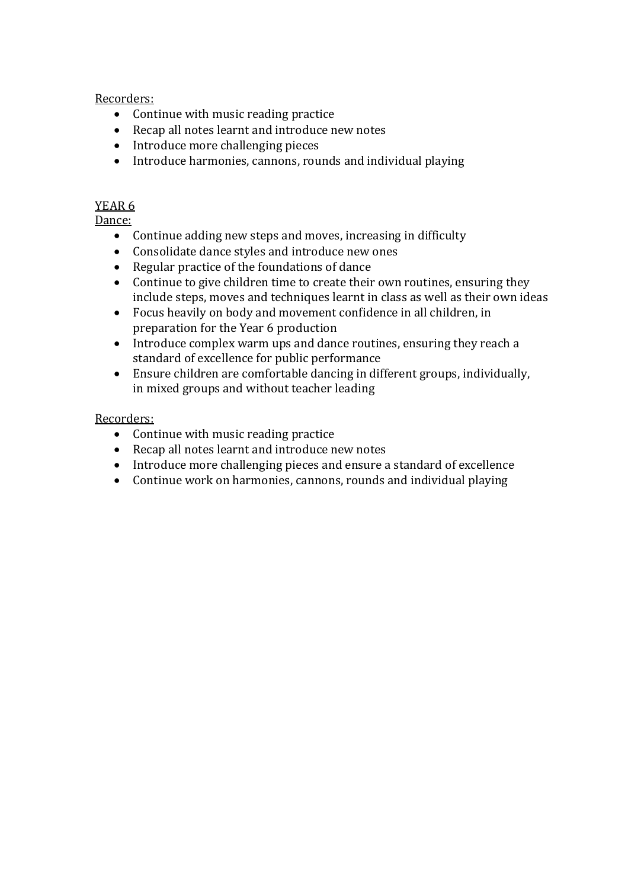Recorders:

- Continue with music reading practice
- Recap all notes learnt and introduce new notes
- Introduce more challenging pieces
- Introduce harmonies, cannons, rounds and individual playing

YEAR 6

Dance:

- Continue adding new steps and moves, increasing in difficulty
- Consolidate dance styles and introduce new ones
- Regular practice of the foundations of dance
- Continue to give children time to create their own routines, ensuring they include steps, moves and techniques learnt in class as well as their own ideas
- Focus heavily on body and movement confidence in all children, in preparation for the Year 6 production
- Introduce complex warm ups and dance routines, ensuring they reach a standard of excellence for public performance
- Ensure children are comfortable dancing in different groups, individually, in mixed groups and without teacher leading

Recorders:

- Continue with music reading practice
- Recap all notes learnt and introduce new notes
- Introduce more challenging pieces and ensure a standard of excellence
- Continue work on harmonies, cannons, rounds and individual playing